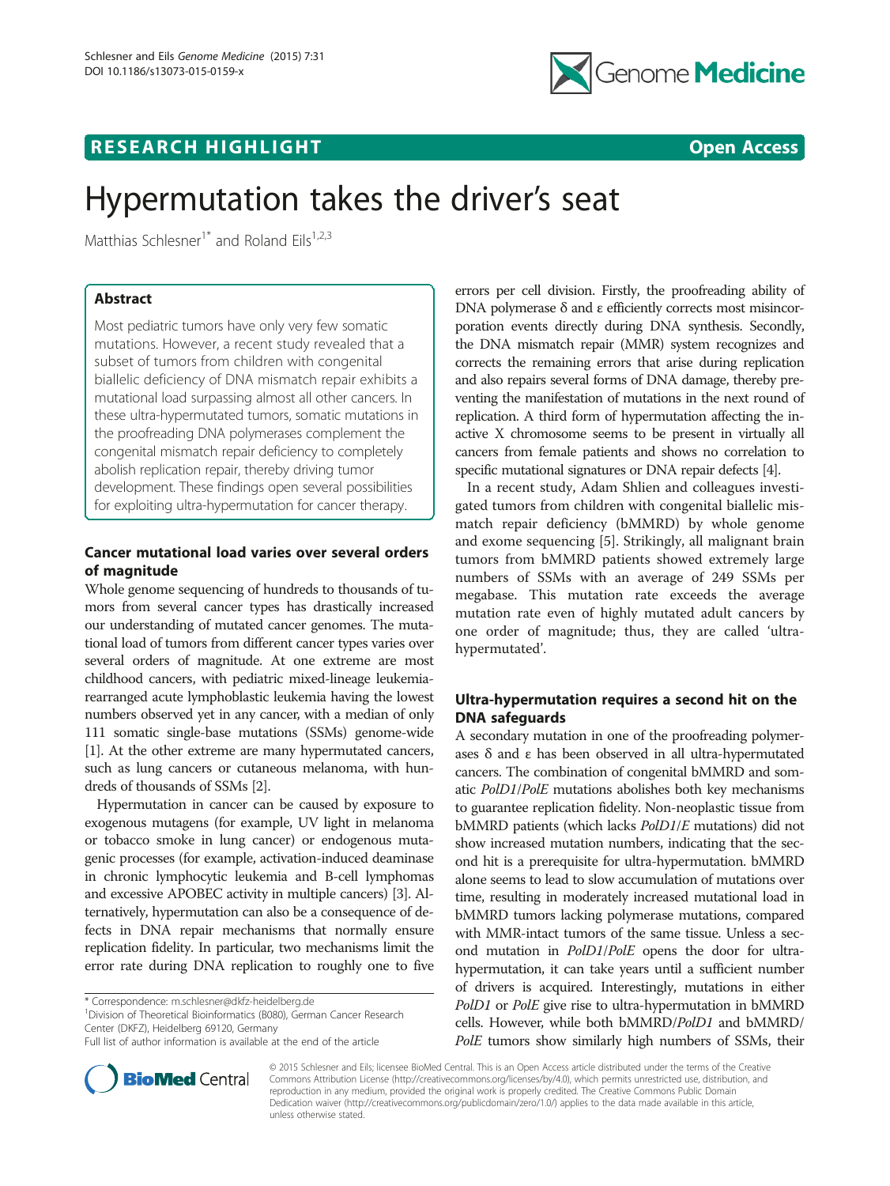RESEARCH HIGHLIGHT

Open Access

# Hypermutation takes the driver's seat

Matthias Schlesner[1*] and Roland Eils[1,2,3]

## Abstract

Most pediatric tumors have only very few somatic mutations. However, a recent study revealed that a subset of tumors from children with congenital biallelic deficiency of DNA mismatch repair exhibits a mutational load surpassing almost all other cancers. In these ultra-hypermutated tumors, somatic mutations in the proofreading DNA polymerases complement the congenital mismatch repair deficiency to completely abolish replication repair, thereby driving tumor development. These findings open several possibilities for exploiting ultra-hypermutation for cancer therapy.

## Cancer mutational load varies over several orders of magnitude

Whole genome sequencing of hundreds to thousands of tumors from several cancer types has drastically increased our understanding of mutated cancer genomes. The mutational load of tumors from different cancer types varies over several orders of magnitude. At one extreme are most childhood cancers, with pediatric mixed-lineage leukemia-rearranged acute lymphoblastic leukemia having the lowest numbers observed yet in any cancer, with a median of only 111 somatic single-base mutations (SSMs) genome-wide [1]. At the other extreme are many hypermutated cancers, such as lung cancers or cutaneous melanoma, with hundreds of thousands of SSMs [2].

Hypermutation in cancer can be caused by exposure to exogenous mutagens (for example, UV light in melanoma or tobacco smoke in lung cancer) or endogenous mutagenic processes (for example, activation-induced deaminase in chronic lymphocytic leukemia and B-cell lymphomas and excessive APOBEC activity in multiple cancers) [3]. Alternatively, hypermutation can also be a consequence of defects in DNA repair mechanisms that normally ensure replication fidelity. In particular, two mechanisms limit the error rate during DNA replication to roughly one to five errors per cell division. Firstly, the proofreading ability of DNA polymerase δ and ε efficiently corrects most misincorporation events directly during DNA synthesis. Secondly, the DNA mismatch repair (MMR) system recognizes and corrects the remaining errors that arise during replication and also repairs several forms of DNA damage, thereby preventing the manifestation of mutations in the next round of replication. A third form of hypermutation affecting the inactive X chromosome seems to be present in virtually all cancers from female patients and shows no correlation to specific mutational signatures or DNA repair defects [4].

In a recent study, Adam Shlien and colleagues investigated tumors from children with congenital biallelic mismatch repair deficiency (bMMRD) by whole genome and exome sequencing [5]. Strikingly, all malignant brain tumors from bMMRD patients showed extremely large numbers of SSMs with an average of 249 SSMs per megabase. This mutation rate exceeds the average mutation rate even of highly mutated adult cancers by one order of magnitude; thus, they are called 'ultra-hypermutated'.

## Ultra-hypermutation requires a second hit on the DNA safeguards

A secondary mutation in one of the proofreading polymerases δ and ε has been observed in all ultra-hypermutated cancers. The combination of congenital bMMRD and somatic *PolD1*/*PolE* mutations abolishes both key mechanisms to guarantee replication fidelity. Non-neoplastic tissue from bMMRD patients (which lacks *PolD1*/*E* mutations) did not show increased mutation numbers, indicating that the second hit is a prerequisite for ultra-hypermutation. bMMRD alone seems to lead to slow accumulation of mutations over time, resulting in moderately increased mutational load in bMMRD tumors lacking polymerase mutations, compared with MMR-intact tumors of the same tissue. Unless a second mutation in *PolD1*/*PolE* opens the door for ultra-hypermutation, it can take years until a sufficient number of drivers is acquired. Interestingly, mutations in either *PolD1* or *PolE* give rise to ultra-hypermutation in bMMRD cells. However, while both bMMRD/*PolD1* and bMMRD/*PolE* tumors show similarly high numbers of SSMs, their

\* Correspondence: m.schlesner@dkfz-heidelberg.de
[1]Division of Theoretical Bioinformatics (B080), German Cancer Research Center (DKFZ), Heidelberg 69120, Germany
Full list of author information is available at the end of the article

© 2015 Schlesner and Eils; licensee BioMed Central. This is an Open Access article distributed under the terms of the Creative Commons Attribution License (http://creativecommons.org/licenses/by/4.0), which permits unrestricted use, distribution, and reproduction in any medium, provided the original work is properly credited. The Creative Commons Public Domain Dedication waiver (http://creativecommons.org/publicdomain/zero/1.0/) applies to the data made available in this article, unless otherwise stated.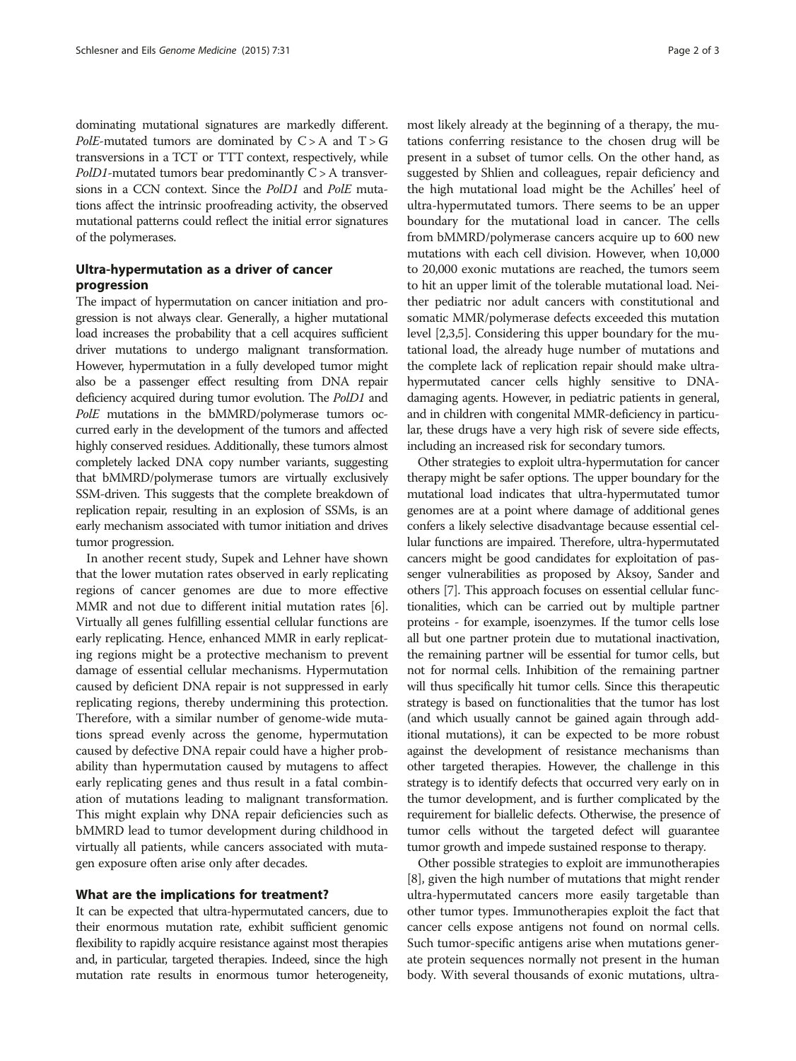dominating mutational signatures are markedly different. *PolE*-mutated tumors are dominated by C > A and T > G transversions in a TCT or TTT context, respectively, while *PolD1*-mutated tumors bear predominantly C > A transversions in a CCN context. Since the *PolD1* and *PolE* mutations affect the intrinsic proofreading activity, the observed mutational patterns could reflect the initial error signatures of the polymerases.

## Ultra-hypermutation as a driver of cancer progression

The impact of hypermutation on cancer initiation and progression is not always clear. Generally, a higher mutational load increases the probability that a cell acquires sufficient driver mutations to undergo malignant transformation. However, hypermutation in a fully developed tumor might also be a passenger effect resulting from DNA repair deficiency acquired during tumor evolution. The *PolD1* and *PolE* mutations in the bMMRD/polymerase tumors occurred early in the development of the tumors and affected highly conserved residues. Additionally, these tumors almost completely lacked DNA copy number variants, suggesting that bMMRD/polymerase tumors are virtually exclusively SSM-driven. This suggests that the complete breakdown of replication repair, resulting in an explosion of SSMs, is an early mechanism associated with tumor initiation and drives tumor progression.

In another recent study, Supek and Lehner have shown that the lower mutation rates observed in early replicating regions of cancer genomes are due to more effective MMR and not due to different initial mutation rates [6]. Virtually all genes fulfilling essential cellular functions are early replicating. Hence, enhanced MMR in early replicating regions might be a protective mechanism to prevent damage of essential cellular mechanisms. Hypermutation caused by deficient DNA repair is not suppressed in early replicating regions, thereby undermining this protection. Therefore, with a similar number of genome-wide mutations spread evenly across the genome, hypermutation caused by defective DNA repair could have a higher probability than hypermutation caused by mutagens to affect early replicating genes and thus result in a fatal combination of mutations leading to malignant transformation. This might explain why DNA repair deficiencies such as bMMRD lead to tumor development during childhood in virtually all patients, while cancers associated with mutagen exposure often arise only after decades.

## What are the implications for treatment?

It can be expected that ultra-hypermutated cancers, due to their enormous mutation rate, exhibit sufficient genomic flexibility to rapidly acquire resistance against most therapies and, in particular, targeted therapies. Indeed, since the high mutation rate results in enormous tumor heterogeneity, most likely already at the beginning of a therapy, the mutations conferring resistance to the chosen drug will be present in a subset of tumor cells. On the other hand, as suggested by Shlien and colleagues, repair deficiency and the high mutational load might be the Achilles' heel of ultra-hypermutated tumors. There seems to be an upper boundary for the mutational load in cancer. The cells from bMMRD/polymerase cancers acquire up to 600 new mutations with each cell division. However, when 10,000 to 20,000 exonic mutations are reached, the tumors seem to hit an upper limit of the tolerable mutational load. Neither pediatric nor adult cancers with constitutional and somatic MMR/polymerase defects exceeded this mutation level [2,3,5]. Considering this upper boundary for the mutational load, the already huge number of mutations and the complete lack of replication repair should make ultra-hypermutated cancer cells highly sensitive to DNA-damaging agents. However, in pediatric patients in general, and in children with congenital MMR-deficiency in particular, these drugs have a very high risk of severe side effects, including an increased risk for secondary tumors.

Other strategies to exploit ultra-hypermutation for cancer therapy might be safer options. The upper boundary for the mutational load indicates that ultra-hypermutated tumor genomes are at a point where damage of additional genes confers a likely selective disadvantage because essential cellular functions are impaired. Therefore, ultra-hypermutated cancers might be good candidates for exploitation of passenger vulnerabilities as proposed by Aksoy, Sander and others [7]. This approach focuses on essential cellular functionalities, which can be carried out by multiple partner proteins - for example, isoenzymes. If the tumor cells lose all but one partner protein due to mutational inactivation, the remaining partner will be essential for tumor cells, but not for normal cells. Inhibition of the remaining partner will thus specifically hit tumor cells. Since this therapeutic strategy is based on functionalities that the tumor has lost (and which usually cannot be gained again through additional mutations), it can be expected to be more robust against the development of resistance mechanisms than other targeted therapies. However, the challenge in this strategy is to identify defects that occurred very early on in the tumor development, and is further complicated by the requirement for biallelic defects. Otherwise, the presence of tumor cells without the targeted defect will guarantee tumor growth and impede sustained response to therapy.

Other possible strategies to exploit are immunotherapies [8], given the high number of mutations that might render ultra-hypermutated cancers more easily targetable than other tumor types. Immunotherapies exploit the fact that cancer cells expose antigens not found on normal cells. Such tumor-specific antigens arise when mutations generate protein sequences normally not present in the human body. With several thousands of exonic mutations, ultra-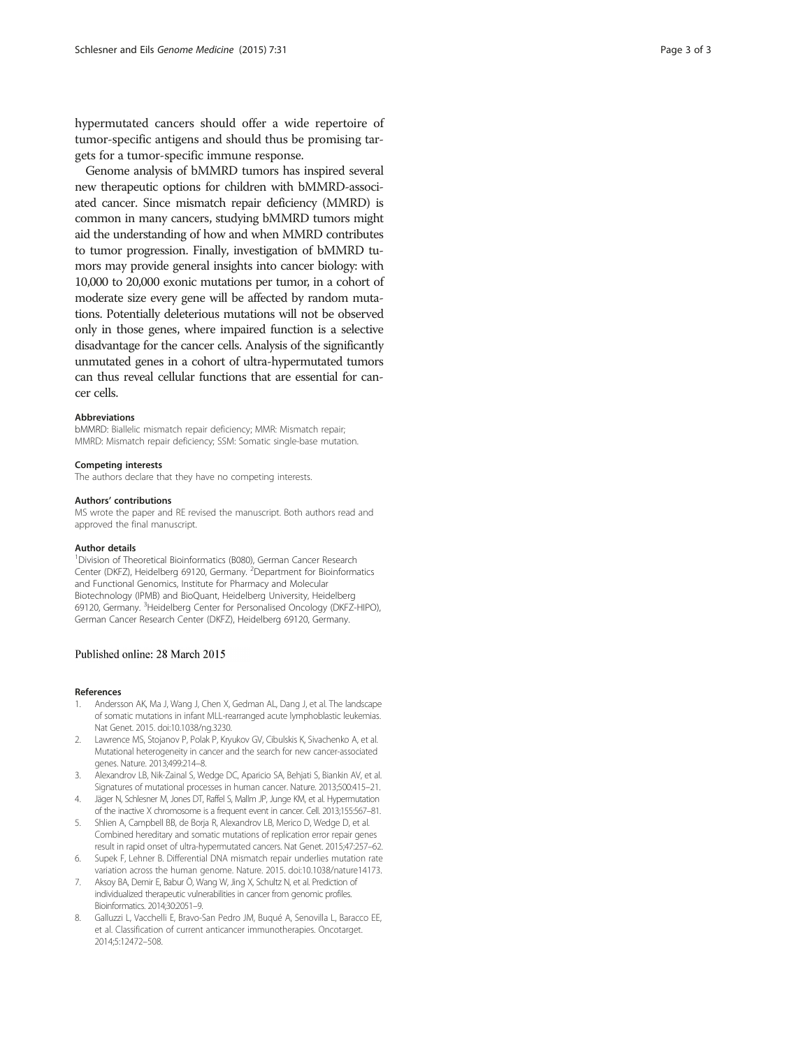hypermutated cancers should offer a wide repertoire of tumor-specific antigens and should thus be promising targets for a tumor-specific immune response.

Genome analysis of bMMRD tumors has inspired several new therapeutic options for children with bMMRD-associated cancer. Since mismatch repair deficiency (MMRD) is common in many cancers, studying bMMRD tumors might aid the understanding of how and when MMRD contributes to tumor progression. Finally, investigation of bMMRD tumors may provide general insights into cancer biology: with 10,000 to 20,000 exonic mutations per tumor, in a cohort of moderate size every gene will be affected by random mutations. Potentially deleterious mutations will not be observed only in those genes, where impaired function is a selective disadvantage for the cancer cells. Analysis of the significantly unmutated genes in a cohort of ultra-hypermutated tumors can thus reveal cellular functions that are essential for cancer cells.

#### Abbreviations

bMMRD: Biallelic mismatch repair deficiency; MMR: Mismatch repair; MMRD: Mismatch repair deficiency; SSM: Somatic single-base mutation.

#### Competing interests

The authors declare that they have no competing interests.

#### Authors' contributions

MS wrote the paper and RE revised the manuscript. Both authors read and approved the final manuscript.

#### Author details

[1]Division of Theoretical Bioinformatics (B080), German Cancer Research Center (DKFZ), Heidelberg 69120, Germany. [2]Department for Bioinformatics and Functional Genomics, Institute for Pharmacy and Molecular Biotechnology (IPMB) and BioQuant, Heidelberg University, Heidelberg 69120, Germany. [3]Heidelberg Center for Personalised Oncology (DKFZ-HIPO), German Cancer Research Center (DKFZ), Heidelberg 69120, Germany.

Published online: 28 March 2015

#### References

1. Andersson AK, Ma J, Wang J, Chen X, Gedman AL, Dang J, et al. The landscape of somatic mutations in infant MLL-rearranged acute lymphoblastic leukemias. Nat Genet. 2015. doi:10.1038/ng.3230.
2. Lawrence MS, Stojanov P, Polak P, Kryukov GV, Cibulskis K, Sivachenko A, et al. Mutational heterogeneity in cancer and the search for new cancer-associated genes. Nature. 2013;499:214–8.
3. Alexandrov LB, Nik-Zainal S, Wedge DC, Aparicio SA, Behjati S, Biankin AV, et al. Signatures of mutational processes in human cancer. Nature. 2013;500:415–21.
4. Jäger N, Schlesner M, Jones DT, Raffel S, Mallm JP, Junge KM, et al. Hypermutation of the inactive X chromosome is a frequent event in cancer. Cell. 2013;155:567–81.
5. Shlien A, Campbell BB, de Borja R, Alexandrov LB, Merico D, Wedge D, et al. Combined hereditary and somatic mutations of replication error repair genes result in rapid onset of ultra-hypermutated cancers. Nat Genet. 2015;47:257–62.
6. Supek F, Lehner B. Differential DNA mismatch repair underlies mutation rate variation across the human genome. Nature. 2015. doi:10.1038/nature14173.
7. Aksoy BA, Demir E, Babur Ö, Wang W, Jing X, Schultz N, et al. Prediction of individualized therapeutic vulnerabilities in cancer from genomic profiles. Bioinformatics. 2014;30:2051–9.
8. Galluzzi L, Vacchelli E, Bravo-San Pedro JM, Buqué A, Senovilla L, Baracco EE, et al. Classification of current anticancer immunotherapies. Oncotarget. 2014;5:12472–508.